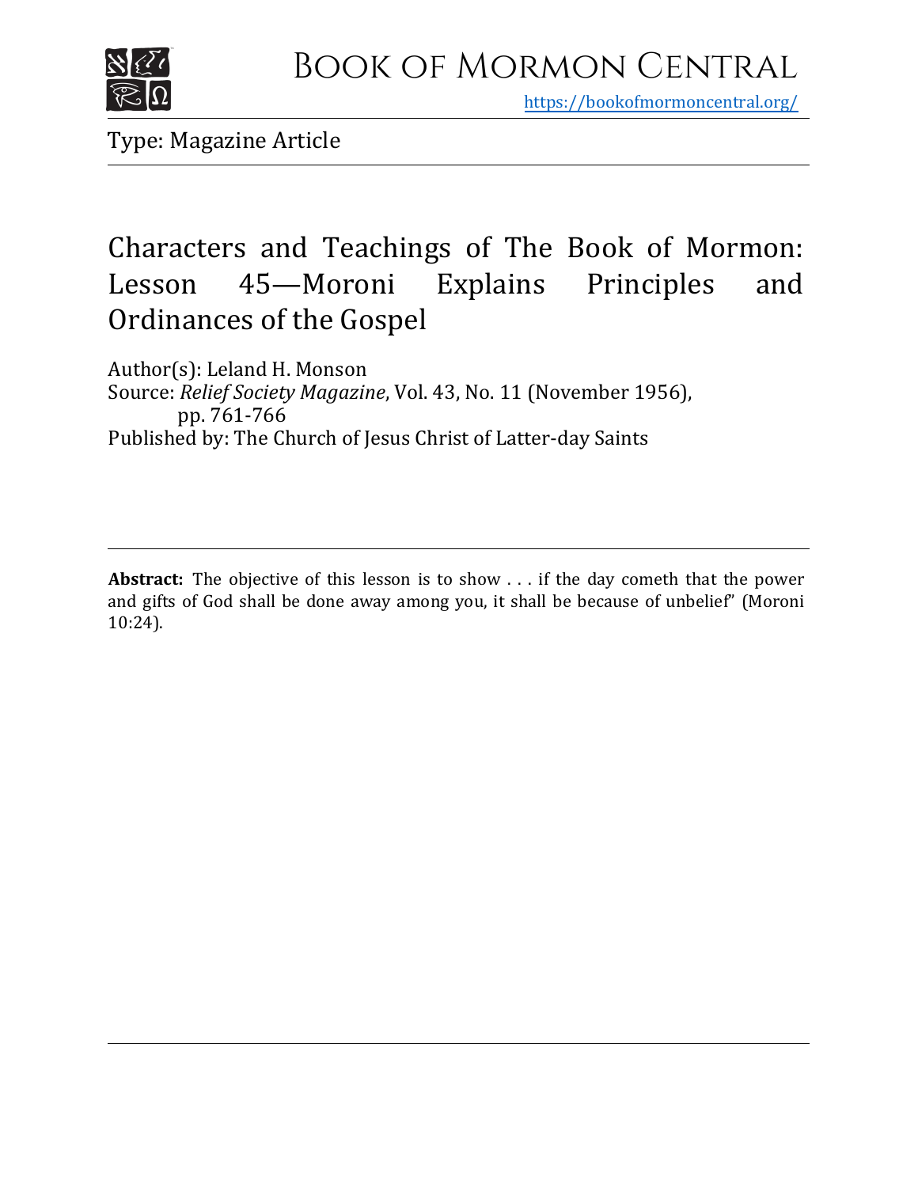# Book of Mormon Central

https://bookofmormoncentral.org/

Type: Magazine Article

## Characters and Teachings of The Book of Mormon: Lesson 45—Moroni Explains Principles and Ordinances of the Gospel

Author(s): Leland H. Monson
Source: *Relief Society Magazine*, Vol. 43, No. 11 (November 1956), pp. 761-766
Published by: The Church of Jesus Christ of Latter-day Saints

**Abstract:** The objective of this lesson is to show . . . if the day cometh that the power and gifts of God shall be done away among you, it shall be because of unbelief" (Moroni 10:24).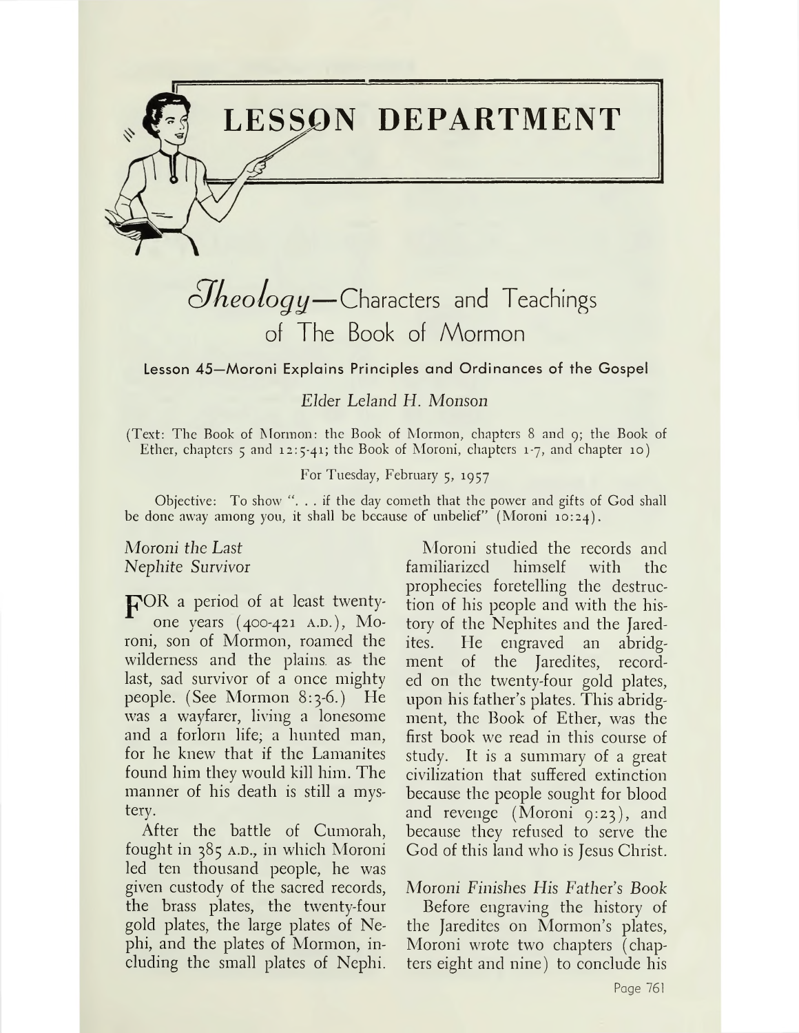# LESSON DEPARTMENT

## *Theology*—Characters and Teachings of The Book of Mormon

### Lesson 45—Moroni Explains Principles and Ordinances of the Gospel

*Elder Leland H. Monson*

(Text: The Book of Mormon: the Book of Mormon, chapters 8 and 9; the Book of Ether, chapters 5 and 12:5-41; the Book of Moroni, chapters 1-7, and chapter 10)

For Tuesday, February 5, 1957

Objective: To show ". . . if the day cometh that the power and gifts of God shall be done away among you, it shall be because of unbelief" (Moroni 10:24).

*Moroni the Last Nephite Survivor*

FOR a period of at least twenty-one years (400-421 A.D.), Moroni, son of Mormon, roamed the wilderness and the plains as the last, sad survivor of a once mighty people. (See Mormon 8:3-6.) He was a wayfarer, living a lonesome and a forlorn life; a hunted man, for he knew that if the Lamanites found him they would kill him. The manner of his death is still a mystery.

After the battle of Cumorah, fought in 385 A.D., in which Moroni led ten thousand people, he was given custody of the sacred records, the brass plates, the twenty-four gold plates, the large plates of Nephi, and the plates of Mormon, including the small plates of Nephi.

Moroni studied the records and familiarized himself with the prophecies foretelling the destruction of his people and with the history of the Nephites and the Jaredites. He engraved an abridgment of the Jaredites, recorded on the twenty-four gold plates, upon his father's plates. This abridgment, the Book of Ether, was the first book we read in this course of study. It is a summary of a great civilization that suffered extinction because the people sought for blood and revenge (Moroni 9:23), and because they refused to serve the God of this land who is Jesus Christ.

*Moroni Finishes His Father's Book*

Before engraving the history of the Jaredites on Mormon's plates, Moroni wrote two chapters (chapters eight and nine) to conclude his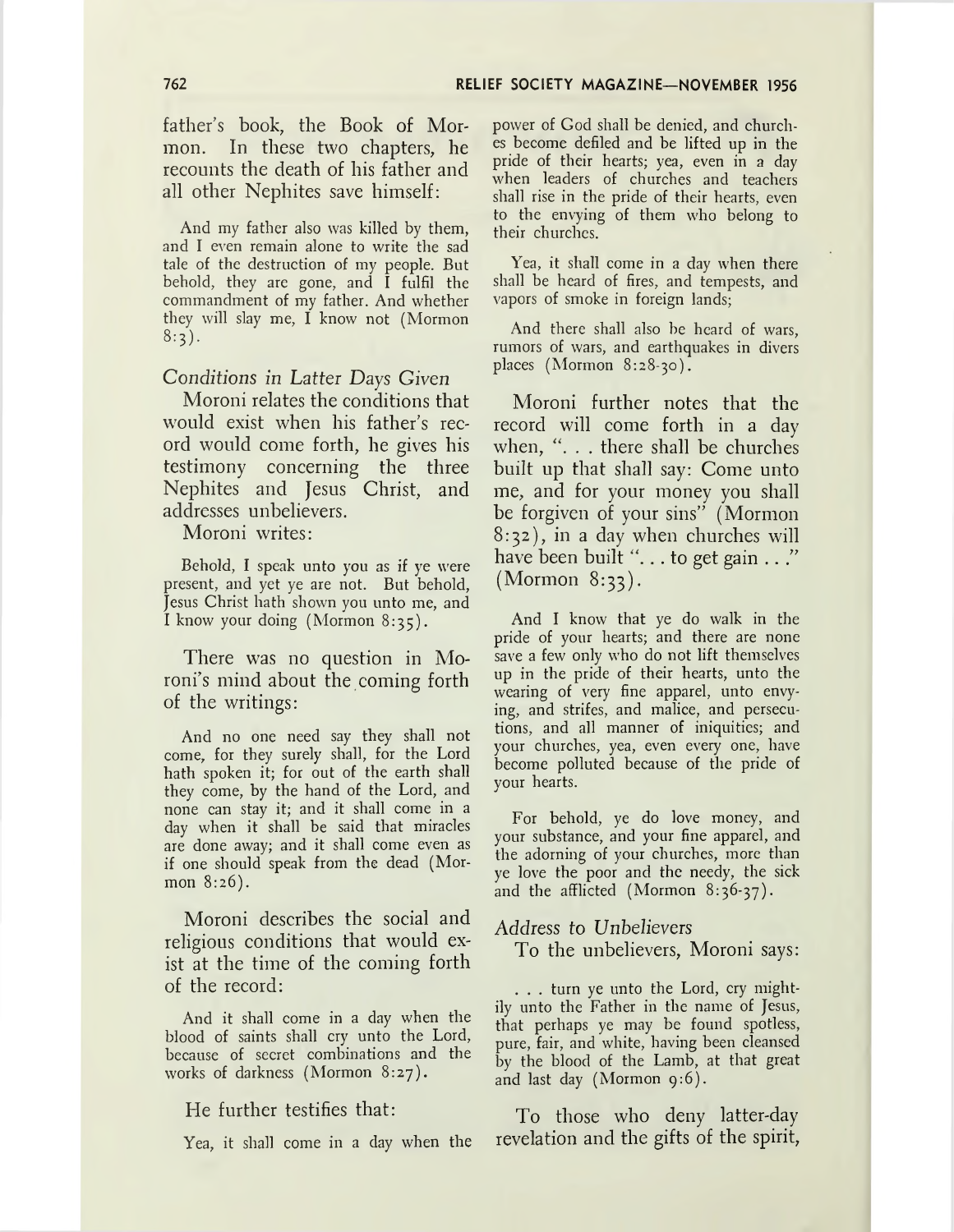father's book, the Book of Mormon. In these two chapters, he recounts the death of his father and all other Nephites save himself:

> And my father also was killed by them, and I even remain alone to write the sad tale of the destruction of my people. But behold, they are gone, and I fulfil the commandment of my father. And whether they will slay me, I know not (Mormon 8:3).

*Conditions in Latter Days Given*

Moroni relates the conditions that would exist when his father's record would come forth, he gives his testimony concerning the three Nephites and Jesus Christ, and addresses unbelievers.

Moroni writes:

> Behold, I speak unto you as if ye were present, and yet ye are not. But behold, Jesus Christ hath shown you unto me, and I know your doing (Mormon 8:35).

There was no question in Moroni's mind about the coming forth of the writings:

> And no one need say they shall not come, for they surely shall, for the Lord hath spoken it; for out of the earth shall they come, by the hand of the Lord, and none can stay it; and it shall come in a day when it shall be said that miracles are done away; and it shall come even as if one should speak from the dead (Mormon 8:26).

Moroni describes the social and religious conditions that would exist at the time of the coming forth of the record:

> And it shall come in a day when the blood of saints shall cry unto the Lord, because of secret combinations and the works of darkness (Mormon 8:27).

He further testifies that:

> Yea, it shall come in a day when the power of God shall be denied, and churches become defiled and be lifted up in the pride of their hearts; yea, even in a day when leaders of churches and teachers shall rise in the pride of their hearts, even to the envying of them who belong to their churches.
>
> Yea, it shall come in a day when there shall be heard of fires, and tempests, and vapors of smoke in foreign lands;
>
> And there shall also be heard of wars, rumors of wars, and earthquakes in divers places (Mormon 8:28-30).

Moroni further notes that the record will come forth in a day when, ". . . there shall be churches built up that shall say: Come unto me, and for your money you shall be forgiven of your sins" (Mormon 8:32), in a day when churches will have been built ". . . to get gain . . ." (Mormon 8:33).

> And I know that ye do walk in the pride of your hearts; and there are none save a few only who do not lift themselves up in the pride of their hearts, unto the wearing of very fine apparel, unto envying, and strifes, and malice, and persecutions, and all manner of iniquities; and your churches, yea, even every one, have become polluted because of the pride of your hearts.
>
> For behold, ye do love money, and your substance, and your fine apparel, and the adorning of your churches, more than ye love the poor and the needy, the sick and the afflicted (Mormon 8:36-37).

*Address to Unbelievers*

To the unbelievers, Moroni says:

> . . . turn ye unto the Lord, cry mightily unto the Father in the name of Jesus, that perhaps ye may be found spotless, pure, fair, and white, having been cleansed by the blood of the Lamb, at that great and last day (Mormon 9:6).

To those who deny latter-day revelation and the gifts of the spirit,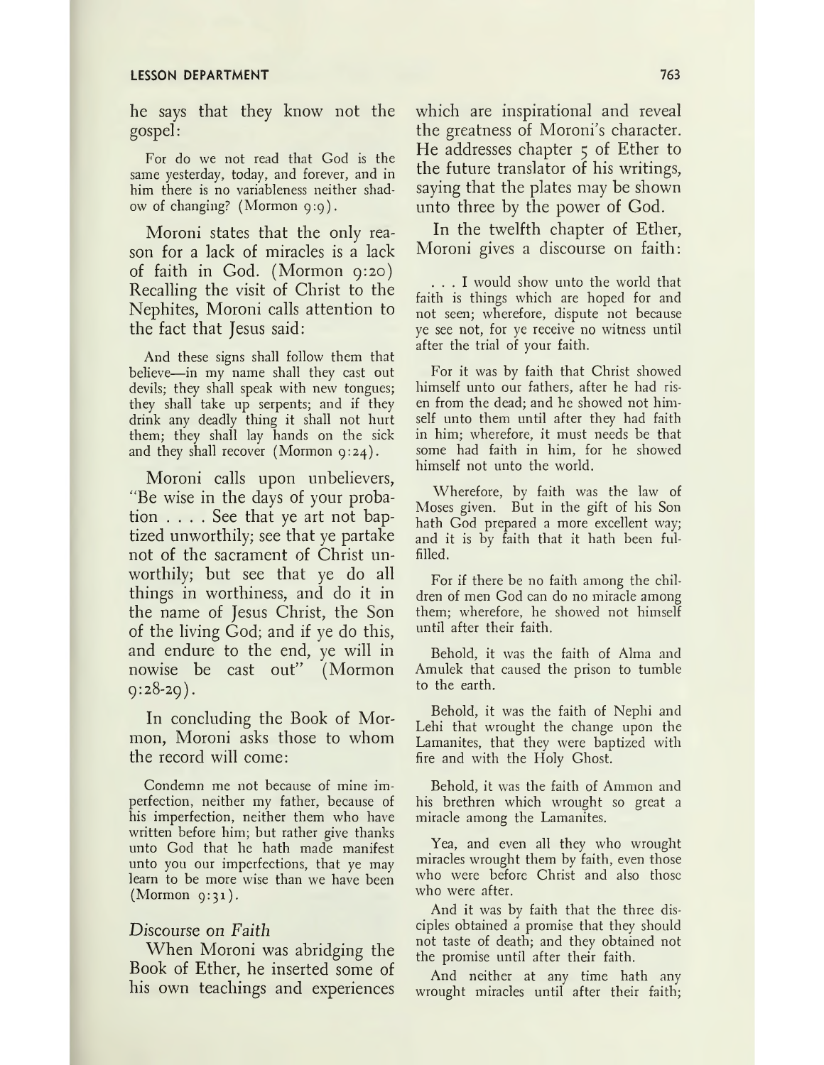he says that they know not the gospel:

> For do we not read that God is the same yesterday, today, and forever, and in him there is no variableness neither shadow of changing? (Mormon 9:9).

Moroni states that the only reason for a lack of miracles is a lack of faith in God. (Mormon 9:20) Recalling the visit of Christ to the Nephites, Moroni calls attention to the fact that Jesus said:

> And these signs shall follow them that believe—in my name shall they cast out devils; they shall speak with new tongues; they shall take up serpents; and if they drink any deadly thing it shall not hurt them; they shall lay hands on the sick and they shall recover (Mormon 9:24).

Moroni calls upon unbelievers, "Be wise in the days of your probation . . . . See that ye art not baptized unworthily; see that ye partake not of the sacrament of Christ unworthily; but see that ye do all things in worthiness, and do it in the name of Jesus Christ, the Son of the living God; and if ye do this, and endure to the end, ye will in nowise be cast out" (Mormon 9:28-29).

In concluding the Book of Mormon, Moroni asks those to whom the record will come:

> Condemn me not because of mine imperfection, neither my father, because of his imperfection, neither them who have written before him; but rather give thanks unto God that he hath made manifest unto you our imperfections, that ye may learn to be more wise than we have been (Mormon 9:31).

*Discourse on Faith*

When Moroni was abridging the Book of Ether, he inserted some of his own teachings and experiences which are inspirational and reveal the greatness of Moroni's character. He addresses chapter 5 of Ether to the future translator of his writings, saying that the plates may be shown unto three by the power of God.

In the twelfth chapter of Ether, Moroni gives a discourse on faith:

> . . . I would show unto the world that faith is things which are hoped for and not seen; wherefore, dispute not because ye see not, for ye receive no witness until after the trial of your faith.
>
> For it was by faith that Christ showed himself unto our fathers, after he had risen from the dead; and he showed not himself unto them until after they had faith in him; wherefore, it must needs be that some had faith in him, for he showed himself not unto the world.
>
> Wherefore, by faith was the law of Moses given. But in the gift of his Son hath God prepared a more excellent way; and it is by faith that it hath been fulfilled.
>
> For if there be no faith among the children of men God can do no miracle among them; wherefore, he showed not himself until after their faith.
>
> Behold, it was the faith of Alma and Amulek that caused the prison to tumble to the earth.
>
> Behold, it was the faith of Nephi and Lehi that wrought the change upon the Lamanites, that they were baptized with fire and with the Holy Ghost.
>
> Behold, it was the faith of Ammon and his brethren which wrought so great a miracle among the Lamanites.
>
> Yea, and even all they who wrought miracles wrought them by faith, even those who were before Christ and also those who were after.
>
> And it was by faith that the three disciples obtained a promise that they should not taste of death; and they obtained not the promise until after their faith.
>
> And neither at any time hath any wrought miracles until after their faith;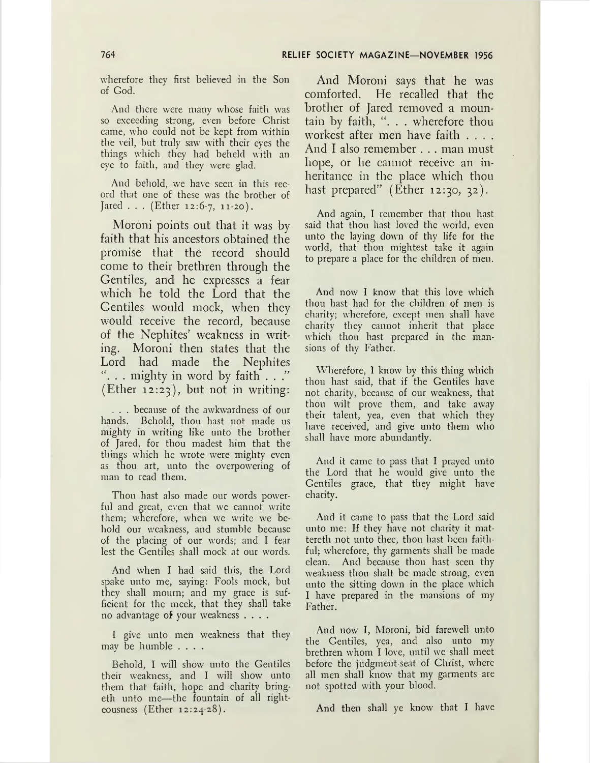wherefore they first believed in the Son of God.

> And there were many whose faith was so exceeding strong, even before Christ came, who could not be kept from within the veil, but truly saw with their eyes the things which they had beheld with an eye to faith, and they were glad.
>
> And behold, we have seen in this record that one of these was the brother of Jared . . . (Ether 12:6-7, 11-20).

Moroni points out that it was by faith that his ancestors obtained the promise that the record should come to their brethren through the Gentiles, and he expresses a fear which he told the Lord that the Gentiles would mock, when they would receive the record, because of the Nephites' weakness in writing. Moroni then states that the Lord had made the Nephites ". . . mighty in word by faith . . ." (Ether 12:23), but not in writing:

> . . . because of the awkwardness of our hands. Behold, thou hast not made us mighty in writing like unto the brother of Jared, for thou madest him that the things which he wrote were mighty even as thou art, unto the overpowering of man to read them.
>
> Thou hast also made our words powerful and great, even that we cannot write them; wherefore, when we write we behold our weakness, and stumble because of the placing of our words; and I fear lest the Gentiles shall mock at our words.
>
> And when I had said this, the Lord spake unto me, saying: Fools mock, but they shall mourn; and my grace is sufficient for the meek, that they shall take no advantage of your weakness . . . .
>
> I give unto men weakness that they may be humble . . . .
>
> Behold, I will show unto the Gentiles their weakness, and I will show unto them that faith, hope and charity bringeth unto me—the fountain of all righteousness (Ether 12:24-28).

And Moroni says that he was comforted. He recalled that the brother of Jared removed a mountain by faith, ". . . wherefore thou workest after men have faith . . . . And I also remember . . . man must hope, or he cannot receive an inheritance in the place which thou hast prepared" (Ether 12:30, 32).

> And again, I remember that thou hast said that thou hast loved the world, even unto the laying down of thy life for the world, that thou mightest take it again to prepare a place for the children of men.
>
> And now I know that this love which thou hast had for the children of men is charity; wherefore, except men shall have charity they cannot inherit that place which thou hast prepared in the mansions of thy Father.
>
> Wherefore, I know by this thing which thou hast said, that if the Gentiles have not charity, because of our weakness, that thou wilt prove them, and take away their talent, yea, even that which they have received, and give unto them who shall have more abundantly.
>
> And it came to pass that I prayed unto the Lord that he would give unto the Gentiles grace, that they might have charity.
>
> And it came to pass that the Lord said unto me: If they have not charity it mattereth not unto thee, thou hast been faithful; wherefore, thy garments shall be made clean. And because thou hast seen thy weakness thou shalt be made strong, even unto the sitting down in the place which I have prepared in the mansions of my Father.
>
> And now I, Moroni, bid farewell unto the Gentiles, yea, and also unto my brethren whom I love, until we shall meet before the judgment-seat of Christ, where all men shall know that my garments are not spotted with your blood.
>
> And then shall ye know that I have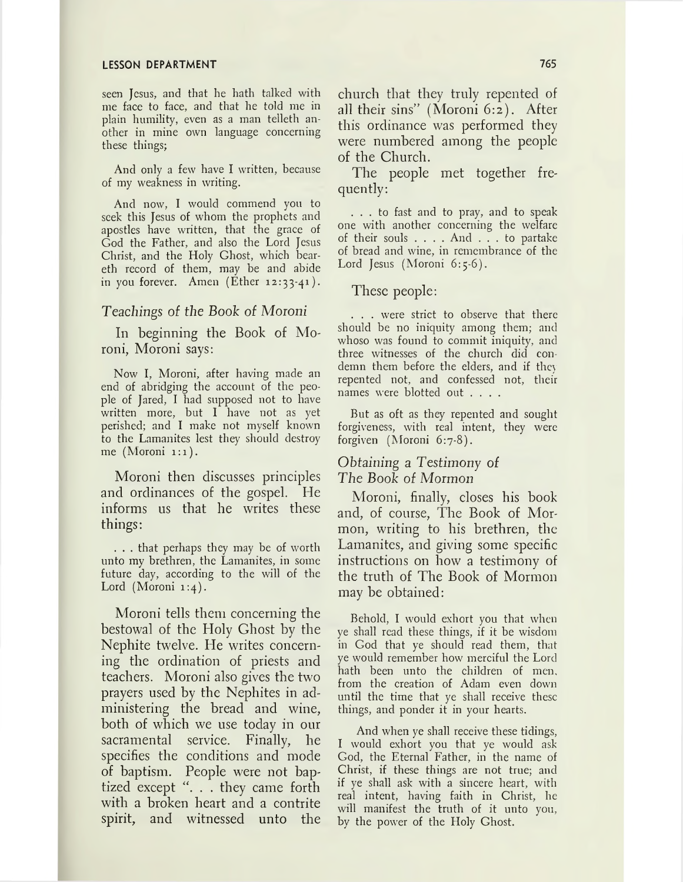seen Jesus, and that he hath talked with me face to face, and that he told me in plain humility, even as a man telleth another in mine own language concerning these things;

And only a few have I written, because of my weakness in writing.

And now, I would commend you to seek this Jesus of whom the prophets and apostles have written, that the grace of God the Father, and also the Lord Jesus Christ, and the Holy Ghost, which beareth record of them, may be and abide in you forever. Amen (Ether 12:33-41).

### *Teachings of the Book of Moroni*

In beginning the Book of Moroni, Moroni says:

Now I, Moroni, after having made an end of abridging the account of the people of Jared, I had supposed not to have written more, but I have not as yet perished; and I make not myself known to the Lamanites lest they should destroy me (Moroni 1:1).

Moroni then discusses principles and ordinances of the gospel. He informs us that he writes these things:

. . . that perhaps they may be of worth unto my brethren, the Lamanites, in some future day, according to the will of the Lord (Moroni 1:4).

Moroni tells them concerning the bestowal of the Holy Ghost by the Nephite twelve. He writes concerning the ordination of priests and teachers. Moroni also gives the two prayers used by the Nephites in administering the bread and wine, both of which we use today in our sacramental service. Finally, he specifies the conditions and mode of baptism. People were not baptized except ". . . they came forth with a broken heart and a contrite spirit, and witnessed unto the church that they truly repented of all their sins" (Moroni 6:2). After this ordinance was performed they were numbered among the people of the Church.

The people met together frequently:

. . . to fast and to pray, and to speak one with another concerning the welfare of their souls . . . . And . . . to partake of bread and wine, in remembrance of the Lord Jesus (Moroni 6:5-6).

These people:

. . . were strict to observe that there should be no iniquity among them; and whoso was found to commit iniquity, and three witnesses of the church did condemn them before the elders, and if they repented not, and confessed not, their names were blotted out . . . .

But as oft as they repented and sought forgiveness, with real intent, they were forgiven (Moroni 6:7-8).

### *Obtaining a Testimony of The Book of Mormon*

Moroni, finally, closes his book and, of course, The Book of Mormon, writing to his brethren, the Lamanites, and giving some specific instructions on how a testimony of the truth of The Book of Mormon may be obtained:

Behold, I would exhort you that when ye shall read these things, if it be wisdom in God that ye should read them, that ye would remember how merciful the Lord hath been unto the children of men, from the creation of Adam even down until the time that ye shall receive these things, and ponder it in your hearts.

And when ye shall receive these tidings, I would exhort you that ye would ask God, the Eternal Father, in the name of Christ, if these things are not true; and if ye shall ask with a sincere heart, with real intent, having faith in Christ, he will manifest the truth of it unto you, by the power of the Holy Ghost.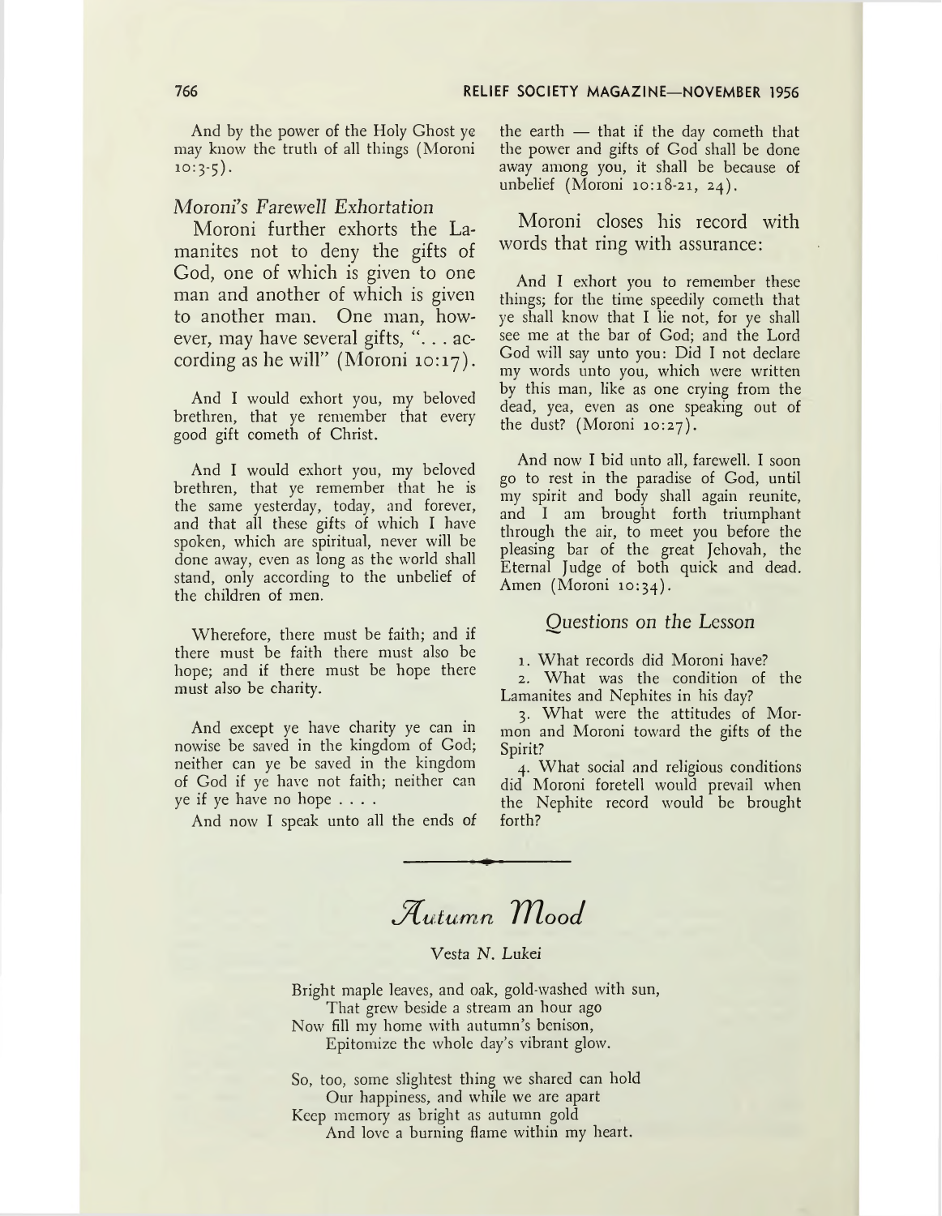And by the power of the Holy Ghost ye may know the truth of all things (Moroni 10:3-5).

### *Moroni's Farewell Exhortation*

Moroni further exhorts the Lamanites not to deny the gifts of God, one of which is given to one man and another of which is given to another man. One man, however, may have several gifts, ". . . according as he will" (Moroni 10:17).

> And I would exhort you, my beloved brethren, that ye remember that every good gift cometh of Christ.
>
> And I would exhort you, my beloved brethren, that ye remember that he is the same yesterday, today, and forever, and that all these gifts of which I have spoken, which are spiritual, never will be done away, even as long as the world shall stand, only according to the unbelief of the children of men.
>
> Wherefore, there must be faith; and if there must be faith there must also be hope; and if there must be hope there must also be charity.
>
> And except ye have charity ye can in nowise be saved in the kingdom of God; neither can ye be saved in the kingdom of God if ye have not faith; neither can ye if ye have no hope . . . .
>
> And now I speak unto all the ends of the earth — that if the day cometh that the power and gifts of God shall be done away among you, it shall be because of unbelief (Moroni 10:18-21, 24).

Moroni closes his record with words that ring with assurance:

> And I exhort you to remember these things; for the time speedily cometh that ye shall know that I lie not, for ye shall see me at the bar of God; and the Lord God will say unto you: Did I not declare my words unto you, which were written by this man, like as one crying from the dead, yea, even as one speaking out of the dust? (Moroni 10:27).
>
> And now I bid unto all, farewell. I soon go to rest in the paradise of God, until my spirit and body shall again reunite, and I am brought forth triumphant through the air, to meet you before the pleasing bar of the great Jehovah, the Eternal Judge of both quick and dead. Amen (Moroni 10:34).

### *Questions on the Lesson*

1. What records did Moroni have?
2. What was the condition of the Lamanites and Nephites in his day?
3. What were the attitudes of Mormon and Moroni toward the gifts of the Spirit?
4. What social and religious conditions did Moroni foretell would prevail when the Nephite record would be brought forth?

---

## *Autumn Mood*

*Vesta N. Lukei*

Bright maple leaves, and oak, gold-washed with sun,
That grew beside a stream an hour ago
Now fill my home with autumn's benison,
Epitomize the whole day's vibrant glow.

So, too, some slightest thing we shared can hold
Our happiness, and while we are apart
Keep memory as bright as autumn gold
And love a burning flame within my heart.